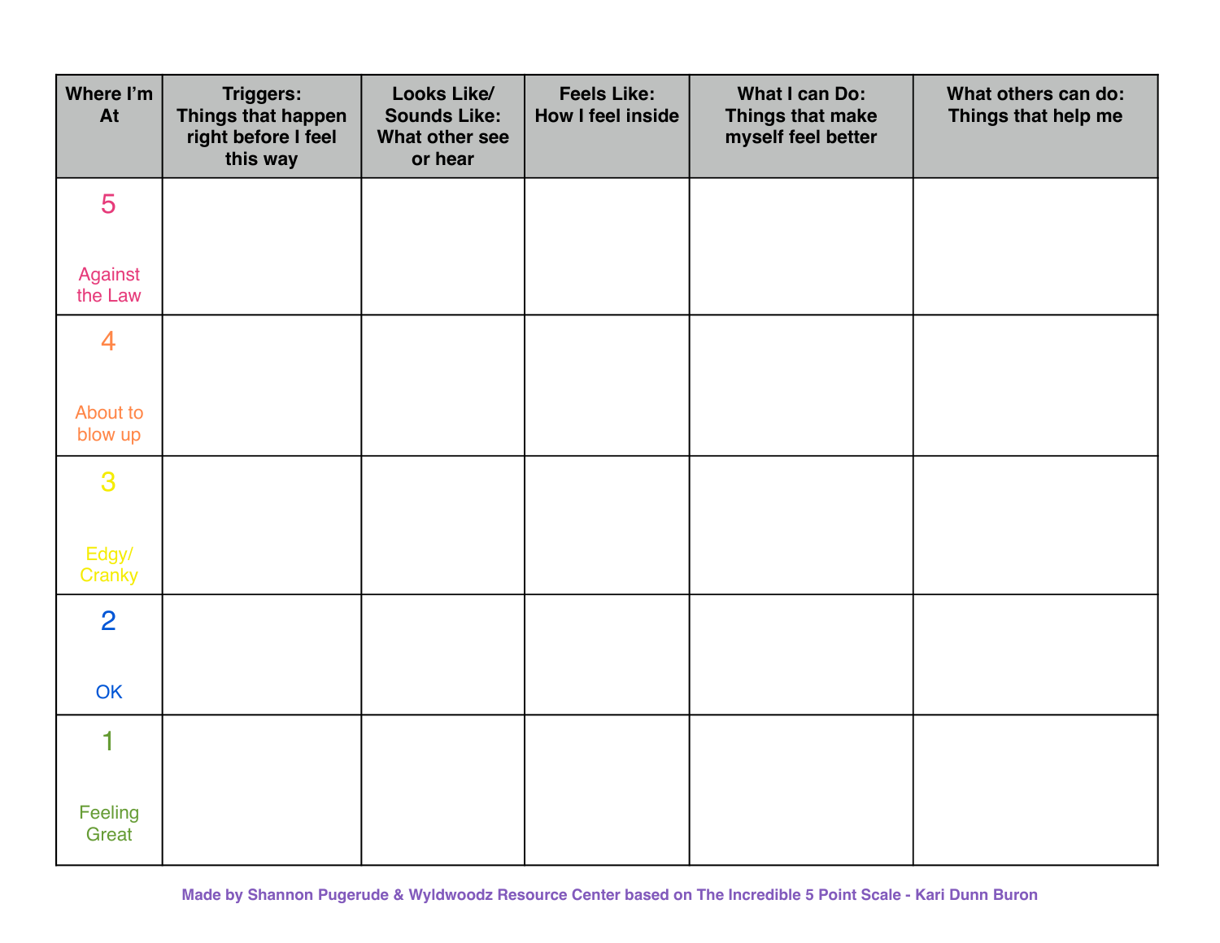| Where I'm At | Triggers: Things that happen right before I feel this way | Looks Like/ Sounds Like: What other see or hear | Feels Like: How I feel inside | What I can Do: Things that make myself feel better | What others can do: Things that help me |
|---|---|---|---|---|---|
| 5 Against the Law | | | | | |
| 4 About to blow up | | | | | |
| 3 Edgy/ Cranky | | | | | |
| 2 OK | | | | | |
| 1 Feeling Great | | | | | |

**Made by Shannon Pugerude & Wyldwoodz Resource Center based on The Incredible 5 Point Scale - Kari Dunn Buron**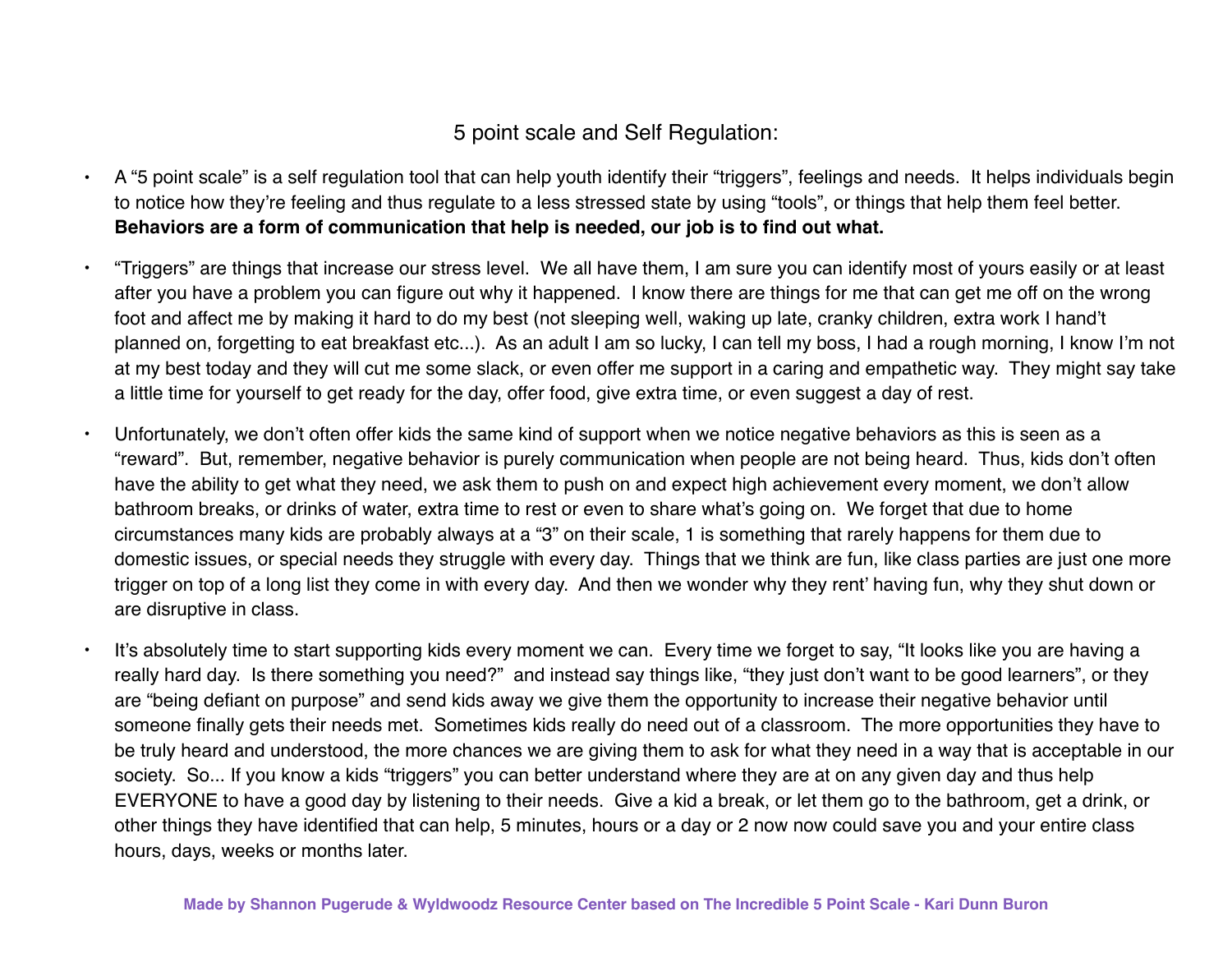## 5 point scale and Self Regulation:

- A "5 point scale" is a self regulation tool that can help youth identify their "triggers", feelings and needs. It helps individuals begin to notice how they're feeling and thus regulate to a less stressed state by using "tools", or things that help them feel better. **Behaviors are a form of communication that help is needed, our job is to find out what.**

- "Triggers" are things that increase our stress level. We all have them, I am sure you can identify most of yours easily or at least after you have a problem you can figure out why it happened. I know there are things for me that can get me off on the wrong foot and affect me by making it hard to do my best (not sleeping well, waking up late, cranky children, extra work I hand't planned on, forgetting to eat breakfast etc...). As an adult I am so lucky, I can tell my boss, I had a rough morning, I know I'm not at my best today and they will cut me some slack, or even offer me support in a caring and empathetic way. They might say take a little time for yourself to get ready for the day, offer food, give extra time, or even suggest a day of rest.

- Unfortunately, we don't often offer kids the same kind of support when we notice negative behaviors as this is seen as a "reward". But, remember, negative behavior is purely communication when people are not being heard. Thus, kids don't often have the ability to get what they need, we ask them to push on and expect high achievement every moment, we don't allow bathroom breaks, or drinks of water, extra time to rest or even to share what's going on. We forget that due to home circumstances many kids are probably always at a "3" on their scale, 1 is something that rarely happens for them due to domestic issues, or special needs they struggle with every day. Things that we think are fun, like class parties are just one more trigger on top of a long list they come in with every day. And then we wonder why they rent' having fun, why they shut down or are disruptive in class.

- It's absolutely time to start supporting kids every moment we can. Every time we forget to say, "It looks like you are having a really hard day. Is there something you need?" and instead say things like, "they just don't want to be good learners", or they are "being defiant on purpose" and send kids away we give them the opportunity to increase their negative behavior until someone finally gets their needs met. Sometimes kids really do need out of a classroom. The more opportunities they have to be truly heard and understood, the more chances we are giving them to ask for what they need in a way that is acceptable in our society. So... If you know a kids "triggers" you can better understand where they are at on any given day and thus help EVERYONE to have a good day by listening to their needs. Give a kid a break, or let them go to the bathroom, get a drink, or other things they have identified that can help, 5 minutes, hours or a day or 2 now now could save you and your entire class hours, days, weeks or months later.

**Made by Shannon Pugerude & Wyldwoodz Resource Center based on The Incredible 5 Point Scale - Kari Dunn Buron**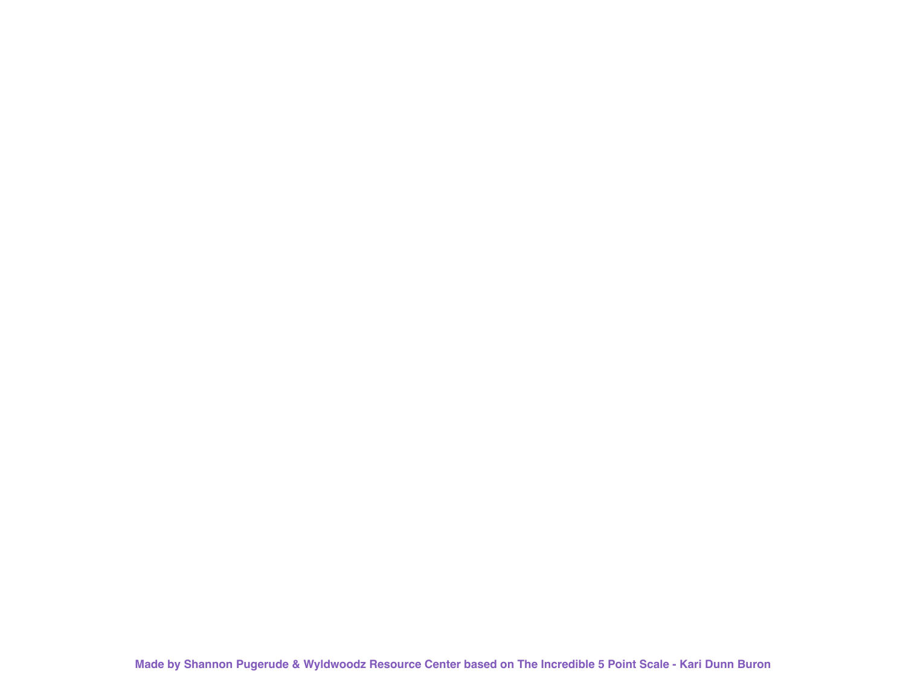**Made by Shannon Pugerude & Wyldwoodz Resource Center based on The Incredible 5 Point Scale - Kari Dunn Buron**